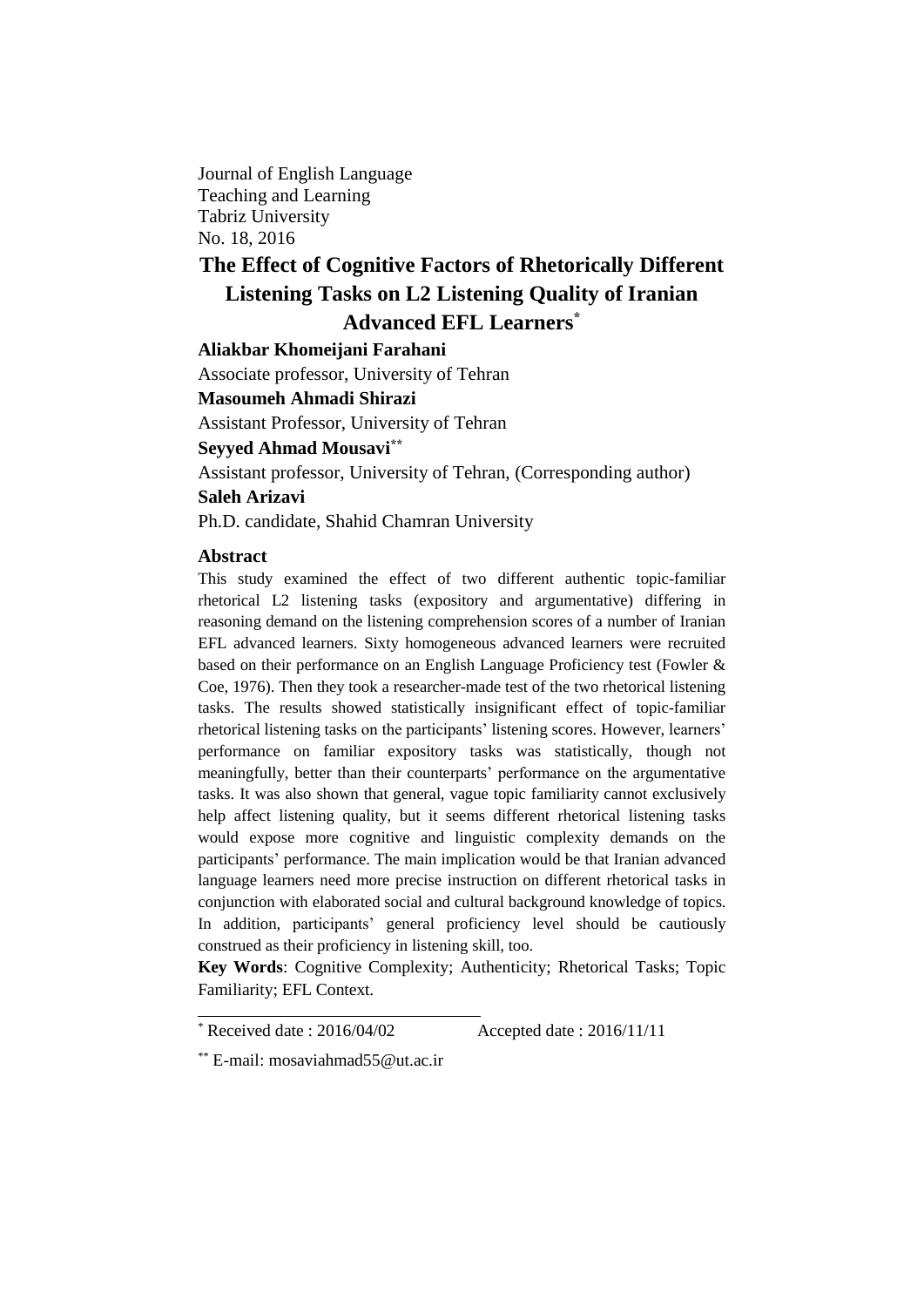Journal of English Language
Teaching and Learning
Tabriz University
No. 18, 2016

# The Effect of Cognitive Factors of Rhetorically Different Listening Tasks on L2 Listening Quality of Iranian Advanced EFL Learners[*]

**Aliakbar Khomeijani Farahani**

Associate professor, University of Tehran

**Masoumeh Ahmadi Shirazi**

Assistant Professor, University of Tehran

**Seyyed Ahmad Mousavi**[**]

Assistant professor, University of Tehran, (Corresponding author)

**Saleh Arizavi**

Ph.D. candidate, Shahid Chamran University

## Abstract

This study examined the effect of two different authentic topic-familiar rhetorical L2 listening tasks (expository and argumentative) differing in reasoning demand on the listening comprehension scores of a number of Iranian EFL advanced learners. Sixty homogeneous advanced learners were recruited based on their performance on an English Language Proficiency test (Fowler & Coe, 1976). Then they took a researcher-made test of the two rhetorical listening tasks. The results showed statistically insignificant effect of topic-familiar rhetorical listening tasks on the participants' listening scores. However, learners' performance on familiar expository tasks was statistically, though not meaningfully, better than their counterparts' performance on the argumentative tasks. It was also shown that general, vague topic familiarity cannot exclusively help affect listening quality, but it seems different rhetorical listening tasks would expose more cognitive and linguistic complexity demands on the participants' performance. The main implication would be that Iranian advanced language learners need more precise instruction on different rhetorical tasks in conjunction with elaborated social and cultural background knowledge of topics. In addition, participants' general proficiency level should be cautiously construed as their proficiency in listening skill, too.

**Key Words**: Cognitive Complexity; Authenticity; Rhetorical Tasks; Topic Familiarity; EFL Context.

---

[*] Received date : 2016/04/02 Accepted date : 2016/11/11

[**] E-mail: mosaviahmad55@ut.ac.ir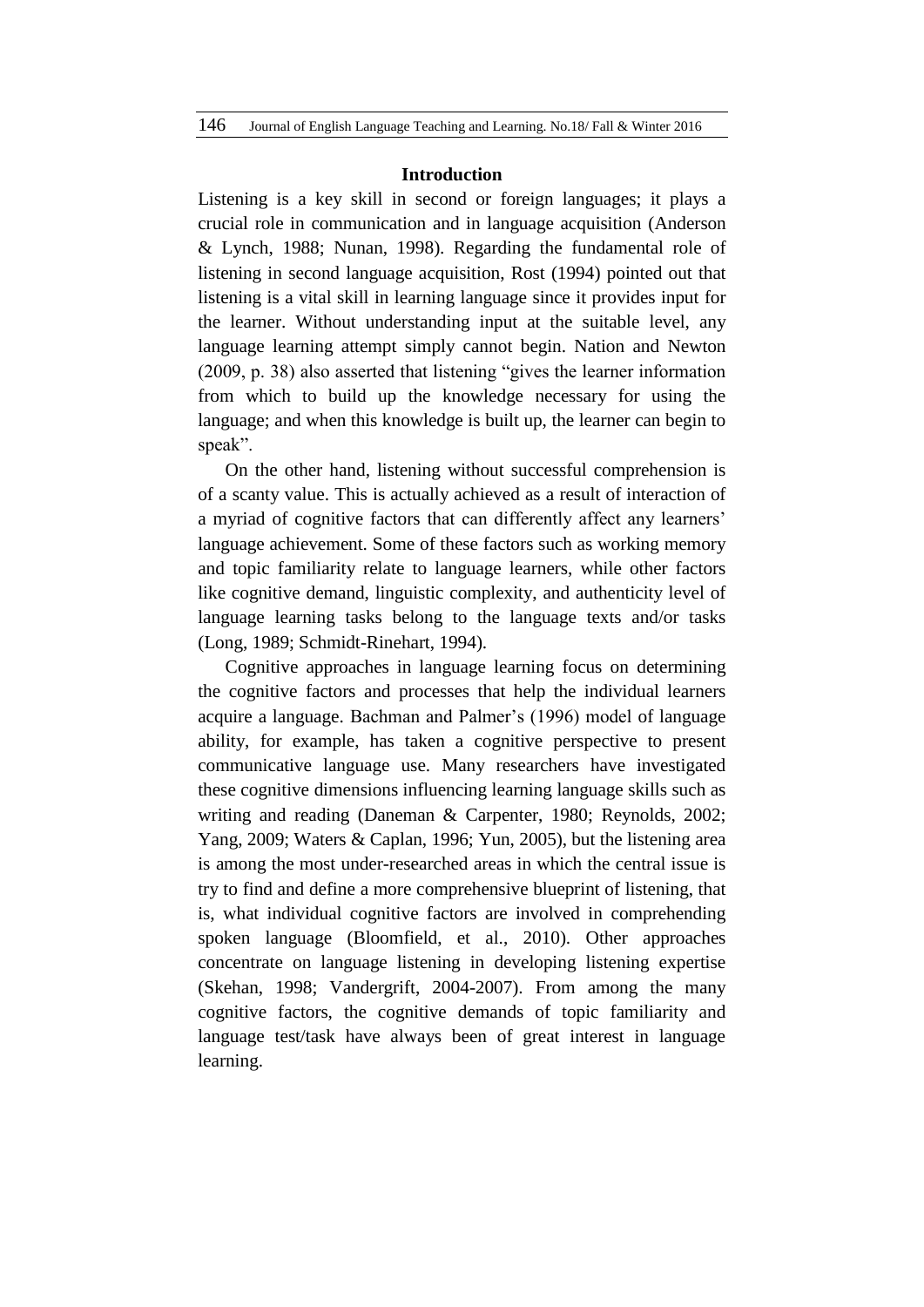## Introduction

Listening is a key skill in second or foreign languages; it plays a crucial role in communication and in language acquisition (Anderson & Lynch, 1988; Nunan, 1998). Regarding the fundamental role of listening in second language acquisition, Rost (1994) pointed out that listening is a vital skill in learning language since it provides input for the learner. Without understanding input at the suitable level, any language learning attempt simply cannot begin. Nation and Newton (2009, p. 38) also asserted that listening "gives the learner information from which to build up the knowledge necessary for using the language; and when this knowledge is built up, the learner can begin to speak".

On the other hand, listening without successful comprehension is of a scanty value. This is actually achieved as a result of interaction of a myriad of cognitive factors that can differently affect any learners' language achievement. Some of these factors such as working memory and topic familiarity relate to language learners, while other factors like cognitive demand, linguistic complexity, and authenticity level of language learning tasks belong to the language texts and/or tasks (Long, 1989; Schmidt-Rinehart, 1994).

Cognitive approaches in language learning focus on determining the cognitive factors and processes that help the individual learners acquire a language. Bachman and Palmer's (1996) model of language ability, for example, has taken a cognitive perspective to present communicative language use. Many researchers have investigated these cognitive dimensions influencing learning language skills such as writing and reading (Daneman & Carpenter, 1980; Reynolds, 2002; Yang, 2009; Waters & Caplan, 1996; Yun, 2005), but the listening area is among the most under-researched areas in which the central issue is try to find and define a more comprehensive blueprint of listening, that is, what individual cognitive factors are involved in comprehending spoken language (Bloomfield, et al., 2010). Other approaches concentrate on language listening in developing listening expertise (Skehan, 1998; Vandergrift, 2004-2007). From among the many cognitive factors, the cognitive demands of topic familiarity and language test/task have always been of great interest in language learning.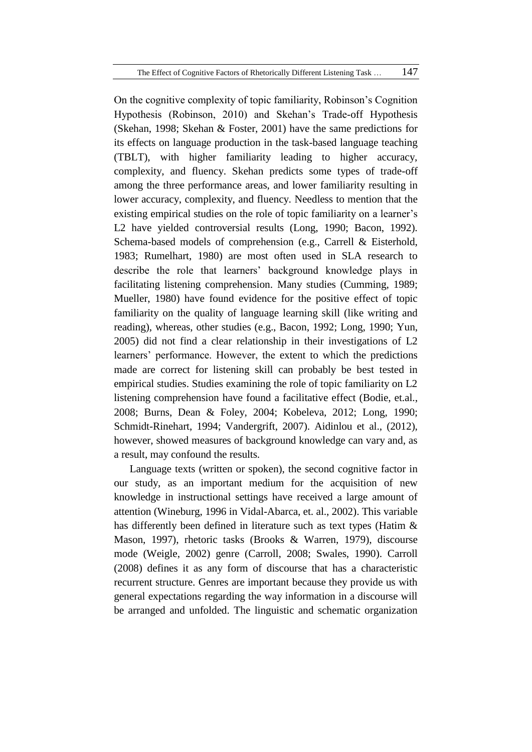On the cognitive complexity of topic familiarity, Robinson's Cognition Hypothesis (Robinson, 2010) and Skehan's Trade-off Hypothesis (Skehan, 1998; Skehan & Foster, 2001) have the same predictions for its effects on language production in the task-based language teaching (TBLT), with higher familiarity leading to higher accuracy, complexity, and fluency. Skehan predicts some types of trade-off among the three performance areas, and lower familiarity resulting in lower accuracy, complexity, and fluency. Needless to mention that the existing empirical studies on the role of topic familiarity on a learner's L2 have yielded controversial results (Long, 1990; Bacon, 1992). Schema-based models of comprehension (e.g., Carrell & Eisterhold, 1983; Rumelhart, 1980) are most often used in SLA research to describe the role that learners' background knowledge plays in facilitating listening comprehension. Many studies (Cumming, 1989; Mueller, 1980) have found evidence for the positive effect of topic familiarity on the quality of language learning skill (like writing and reading), whereas, other studies (e.g., Bacon, 1992; Long, 1990; Yun, 2005) did not find a clear relationship in their investigations of L2 learners' performance. However, the extent to which the predictions made are correct for listening skill can probably be best tested in empirical studies. Studies examining the role of topic familiarity on L2 listening comprehension have found a facilitative effect (Bodie, et.al., 2008; Burns, Dean & Foley, 2004; Kobeleva, 2012; Long, 1990; Schmidt-Rinehart, 1994; Vandergrift, 2007). Aidinlou et al., (2012), however, showed measures of background knowledge can vary and, as a result, may confound the results.

Language texts (written or spoken), the second cognitive factor in our study, as an important medium for the acquisition of new knowledge in instructional settings have received a large amount of attention (Wineburg, 1996 in Vidal-Abarca, et. al., 2002). This variable has differently been defined in literature such as text types (Hatim & Mason, 1997), rhetoric tasks (Brooks & Warren, 1979), discourse mode (Weigle, 2002) genre (Carroll, 2008; Swales, 1990). Carroll (2008) defines it as any form of discourse that has a characteristic recurrent structure. Genres are important because they provide us with general expectations regarding the way information in a discourse will be arranged and unfolded. The linguistic and schematic organization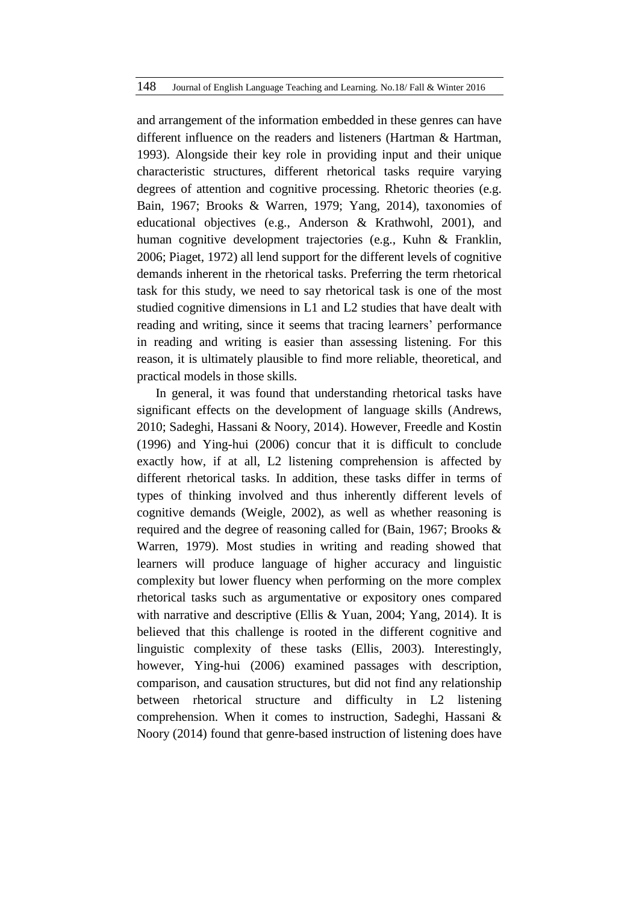and arrangement of the information embedded in these genres can have different influence on the readers and listeners (Hartman & Hartman, 1993). Alongside their key role in providing input and their unique characteristic structures, different rhetorical tasks require varying degrees of attention and cognitive processing. Rhetoric theories (e.g. Bain, 1967; Brooks & Warren, 1979; Yang, 2014), taxonomies of educational objectives (e.g., Anderson & Krathwohl, 2001), and human cognitive development trajectories (e.g., Kuhn & Franklin, 2006; Piaget, 1972) all lend support for the different levels of cognitive demands inherent in the rhetorical tasks. Preferring the term rhetorical task for this study, we need to say rhetorical task is one of the most studied cognitive dimensions in L1 and L2 studies that have dealt with reading and writing, since it seems that tracing learners' performance in reading and writing is easier than assessing listening. For this reason, it is ultimately plausible to find more reliable, theoretical, and practical models in those skills.

In general, it was found that understanding rhetorical tasks have significant effects on the development of language skills (Andrews, 2010; Sadeghi, Hassani & Noory, 2014). However, Freedle and Kostin (1996) and Ying-hui (2006) concur that it is difficult to conclude exactly how, if at all, L2 listening comprehension is affected by different rhetorical tasks. In addition, these tasks differ in terms of types of thinking involved and thus inherently different levels of cognitive demands (Weigle, 2002), as well as whether reasoning is required and the degree of reasoning called for (Bain, 1967; Brooks & Warren, 1979). Most studies in writing and reading showed that learners will produce language of higher accuracy and linguistic complexity but lower fluency when performing on the more complex rhetorical tasks such as argumentative or expository ones compared with narrative and descriptive (Ellis & Yuan, 2004; Yang, 2014). It is believed that this challenge is rooted in the different cognitive and linguistic complexity of these tasks (Ellis, 2003). Interestingly, however, Ying-hui (2006) examined passages with description, comparison, and causation structures, but did not find any relationship between rhetorical structure and difficulty in L2 listening comprehension. When it comes to instruction, Sadeghi, Hassani & Noory (2014) found that genre-based instruction of listening does have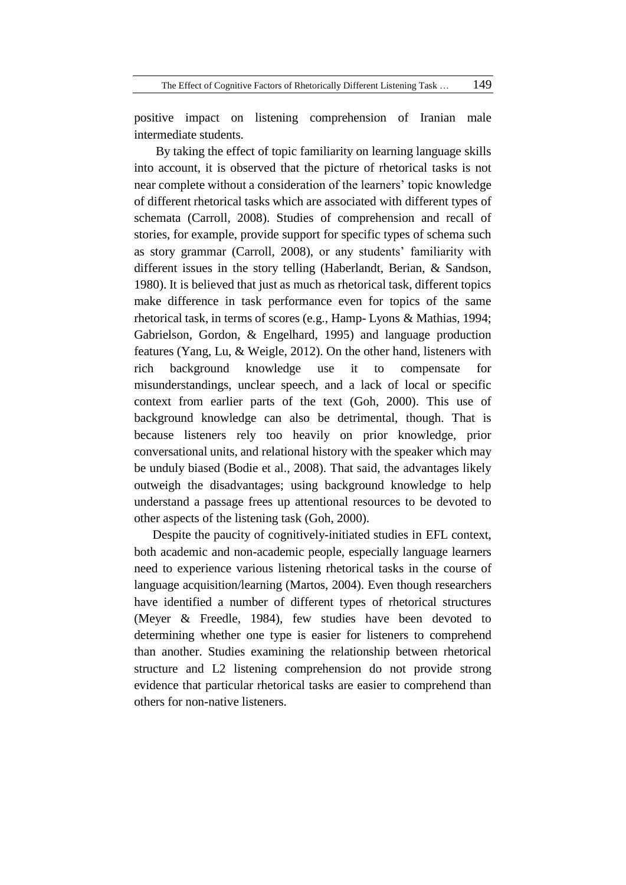positive impact on listening comprehension of Iranian male intermediate students.

By taking the effect of topic familiarity on learning language skills into account, it is observed that the picture of rhetorical tasks is not near complete without a consideration of the learners' topic knowledge of different rhetorical tasks which are associated with different types of schemata (Carroll, 2008). Studies of comprehension and recall of stories, for example, provide support for specific types of schema such as story grammar (Carroll, 2008), or any students' familiarity with different issues in the story telling (Haberlandt, Berian, & Sandson, 1980). It is believed that just as much as rhetorical task, different topics make difference in task performance even for topics of the same rhetorical task, in terms of scores (e.g., Hamp- Lyons & Mathias, 1994; Gabrielson, Gordon, & Engelhard, 1995) and language production features (Yang, Lu, & Weigle, 2012). On the other hand, listeners with rich background knowledge use it to compensate for misunderstandings, unclear speech, and a lack of local or specific context from earlier parts of the text (Goh, 2000). This use of background knowledge can also be detrimental, though. That is because listeners rely too heavily on prior knowledge, prior conversational units, and relational history with the speaker which may be unduly biased (Bodie et al., 2008). That said, the advantages likely outweigh the disadvantages; using background knowledge to help understand a passage frees up attentional resources to be devoted to other aspects of the listening task (Goh, 2000).

Despite the paucity of cognitively-initiated studies in EFL context, both academic and non-academic people, especially language learners need to experience various listening rhetorical tasks in the course of language acquisition/learning (Martos, 2004). Even though researchers have identified a number of different types of rhetorical structures (Meyer & Freedle, 1984), few studies have been devoted to determining whether one type is easier for listeners to comprehend than another. Studies examining the relationship between rhetorical structure and L2 listening comprehension do not provide strong evidence that particular rhetorical tasks are easier to comprehend than others for non-native listeners.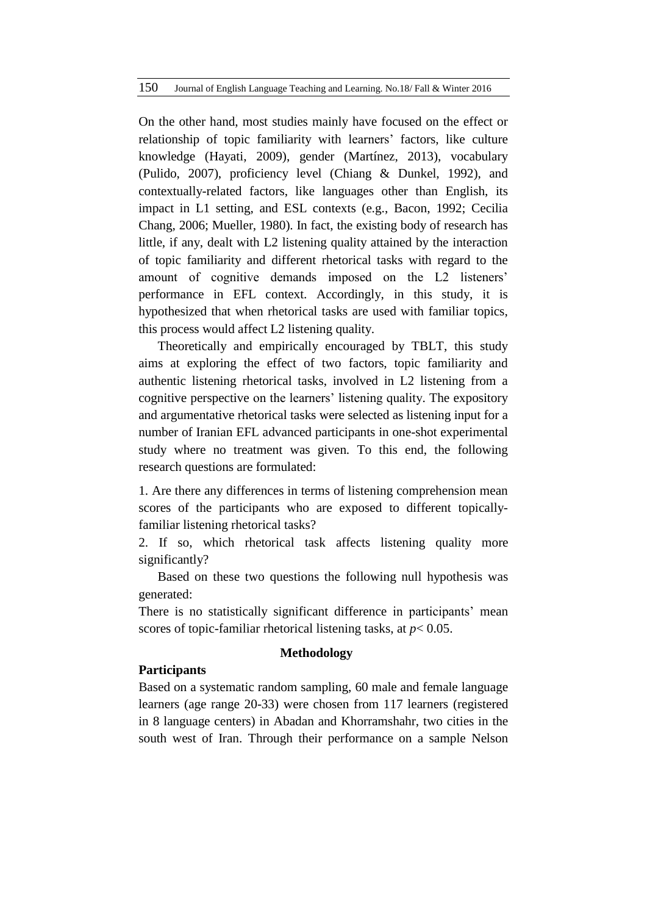On the other hand, most studies mainly have focused on the effect or relationship of topic familiarity with learners' factors, like culture knowledge (Hayati, 2009), gender (Martínez, 2013), vocabulary (Pulido, 2007), proficiency level (Chiang & Dunkel, 1992), and contextually-related factors, like languages other than English, its impact in L1 setting, and ESL contexts (e.g., Bacon, 1992; Cecilia Chang, 2006; Mueller, 1980). In fact, the existing body of research has little, if any, dealt with L2 listening quality attained by the interaction of topic familiarity and different rhetorical tasks with regard to the amount of cognitive demands imposed on the L2 listeners' performance in EFL context. Accordingly, in this study, it is hypothesized that when rhetorical tasks are used with familiar topics, this process would affect L2 listening quality.

Theoretically and empirically encouraged by TBLT, this study aims at exploring the effect of two factors, topic familiarity and authentic listening rhetorical tasks, involved in L2 listening from a cognitive perspective on the learners' listening quality. The expository and argumentative rhetorical tasks were selected as listening input for a number of Iranian EFL advanced participants in one-shot experimental study where no treatment was given. To this end, the following research questions are formulated:

1. Are there any differences in terms of listening comprehension mean scores of the participants who are exposed to different topically-familiar listening rhetorical tasks?
2. If so, which rhetorical task affects listening quality more significantly?

Based on these two questions the following null hypothesis was generated:

There is no statistically significant difference in participants' mean scores of topic-familiar rhetorical listening tasks, at $p < 0.05$.

## Methodology

### Participants

Based on a systematic random sampling, 60 male and female language learners (age range 20-33) were chosen from 117 learners (registered in 8 language centers) in Abadan and Khorramshahr, two cities in the south west of Iran. Through their performance on a sample Nelson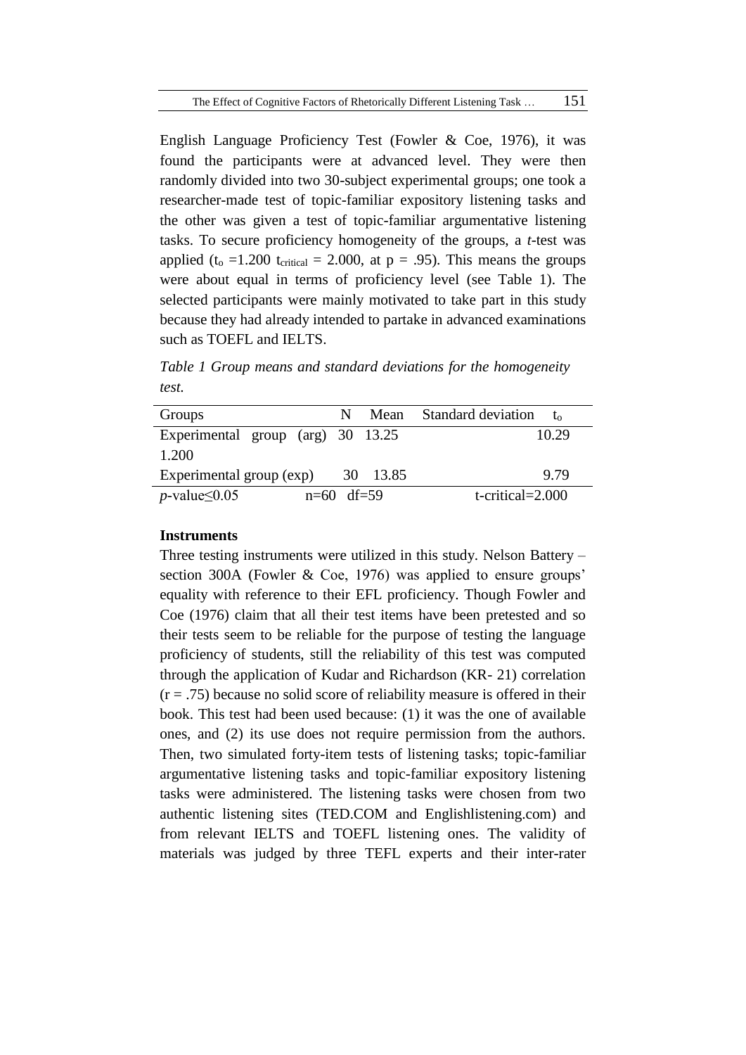English Language Proficiency Test (Fowler & Coe, 1976), it was found the participants were at advanced level. They were then randomly divided into two 30-subject experimental groups; one took a researcher-made test of topic-familiar expository listening tasks and the other was given a test of topic-familiar argumentative listening tasks. To secure proficiency homogeneity of the groups, a *t*-test was applied ($t_o$ =1.200 $t_{critical}$ = 2.000, at p = .95). This means the groups were about equal in terms of proficiency level (see Table 1). The selected participants were mainly motivated to take part in this study because they had already intended to partake in advanced examinations such as TOEFL and IELTS.

*Table 1 Group means and standard deviations for the homogeneity test.*

| Groups | N | Mean | Standard deviation | $t_o$ |
|---|---|---|---|---|
| Experimental group (arg) | 30 | 13.25 | 10.29 | 1.200 |
| Experimental group (exp) | 30 | 13.85 | 9.79 | |
| *p*-value≤0.05 | n=60 | df=59 | t-critical=2.000 | |

**Instruments**

Three testing instruments were utilized in this study. Nelson Battery – section 300A (Fowler & Coe, 1976) was applied to ensure groups' equality with reference to their EFL proficiency. Though Fowler and Coe (1976) claim that all their test items have been pretested and so their tests seem to be reliable for the purpose of testing the language proficiency of students, still the reliability of this test was computed through the application of Kudar and Richardson (KR- 21) correlation (r = .75) because no solid score of reliability measure is offered in their book. This test had been used because: (1) it was the one of available ones, and (2) its use does not require permission from the authors. Then, two simulated forty-item tests of listening tasks; topic-familiar argumentative listening tasks and topic-familiar expository listening tasks were administered. The listening tasks were chosen from two authentic listening sites (TED.COM and Englishlistening.com) and from relevant IELTS and TOEFL listening ones. The validity of materials was judged by three TEFL experts and their inter-rater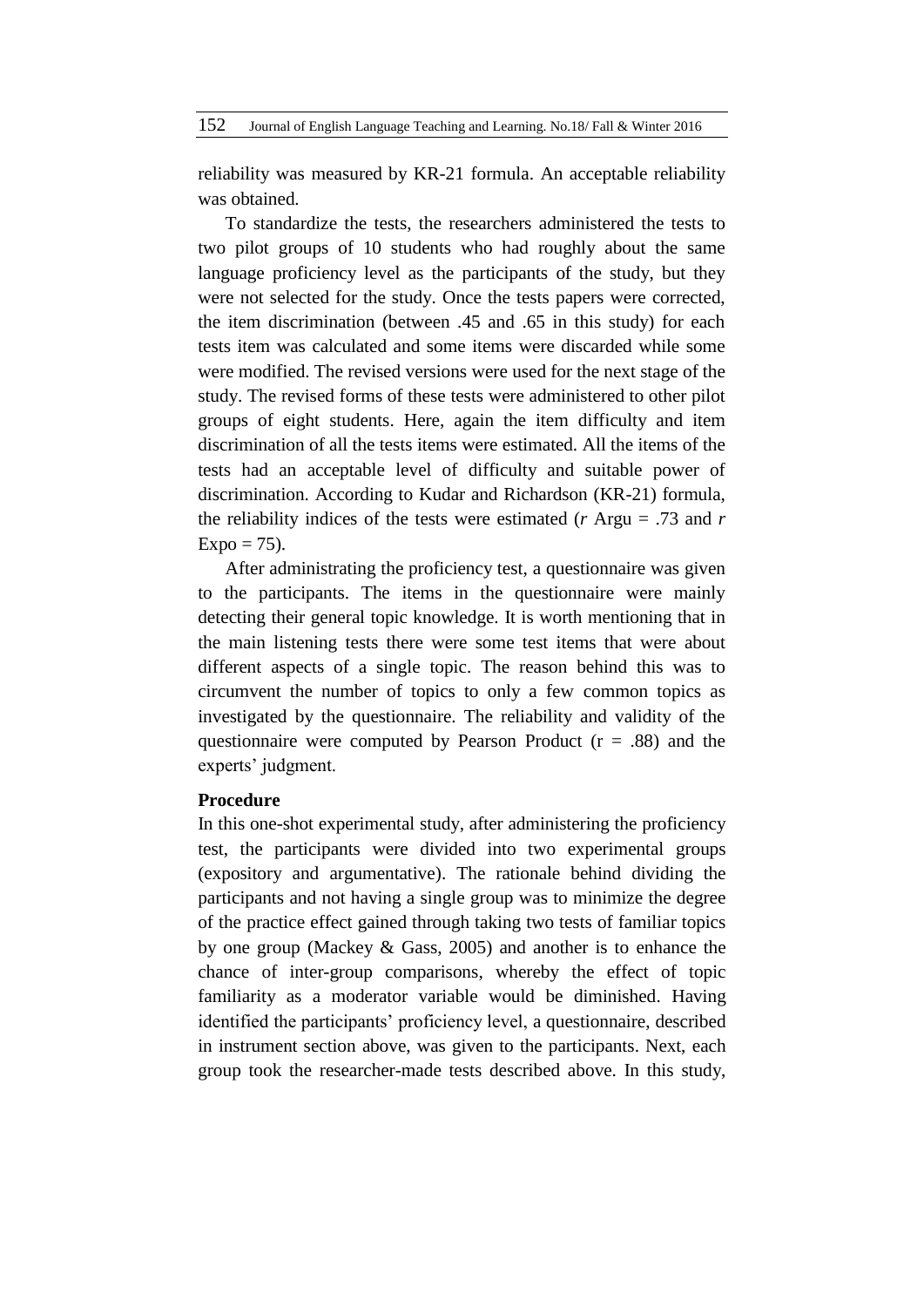reliability was measured by KR-21 formula. An acceptable reliability was obtained.

To standardize the tests, the researchers administered the tests to two pilot groups of 10 students who had roughly about the same language proficiency level as the participants of the study, but they were not selected for the study. Once the tests papers were corrected, the item discrimination (between .45 and .65 in this study) for each tests item was calculated and some items were discarded while some were modified. The revised versions were used for the next stage of the study. The revised forms of these tests were administered to other pilot groups of eight students. Here, again the item difficulty and item discrimination of all the tests items were estimated. All the items of the tests had an acceptable level of difficulty and suitable power of discrimination. According to Kudar and Richardson (KR-21) formula, the reliability indices of the tests were estimated (*r* Argu = .73 and *r* Expo = 75).

After administrating the proficiency test, a questionnaire was given to the participants. The items in the questionnaire were mainly detecting their general topic knowledge. It is worth mentioning that in the main listening tests there were some test items that were about different aspects of a single topic. The reason behind this was to circumvent the number of topics to only a few common topics as investigated by the questionnaire. The reliability and validity of the questionnaire were computed by Pearson Product ($r = .88$) and the experts' judgment.

**Procedure**

In this one-shot experimental study, after administering the proficiency test, the participants were divided into two experimental groups (expository and argumentative). The rationale behind dividing the participants and not having a single group was to minimize the degree of the practice effect gained through taking two tests of familiar topics by one group (Mackey & Gass, 2005) and another is to enhance the chance of inter-group comparisons, whereby the effect of topic familiarity as a moderator variable would be diminished. Having identified the participants' proficiency level, a questionnaire, described in instrument section above, was given to the participants. Next, each group took the researcher-made tests described above. In this study,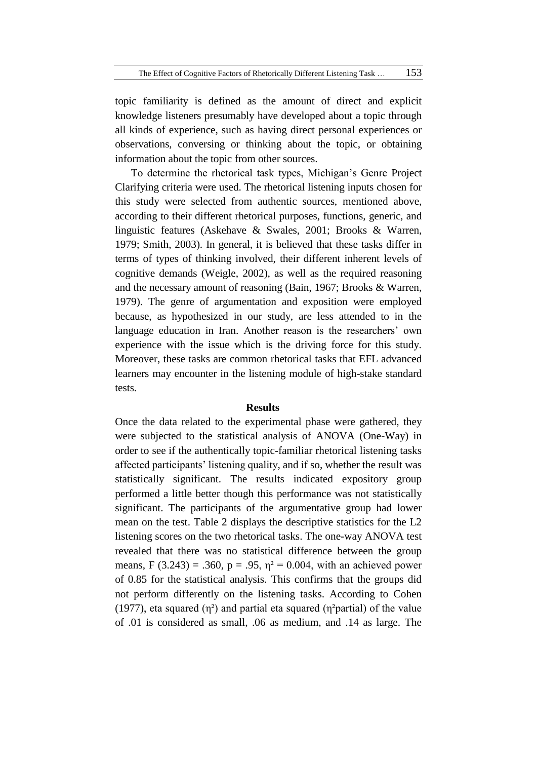topic familiarity is defined as the amount of direct and explicit knowledge listeners presumably have developed about a topic through all kinds of experience, such as having direct personal experiences or observations, conversing or thinking about the topic, or obtaining information about the topic from other sources.

To determine the rhetorical task types, Michigan's Genre Project Clarifying criteria were used. The rhetorical listening inputs chosen for this study were selected from authentic sources, mentioned above, according to their different rhetorical purposes, functions, generic, and linguistic features (Askehave & Swales, 2001; Brooks & Warren, 1979; Smith, 2003). In general, it is believed that these tasks differ in terms of types of thinking involved, their different inherent levels of cognitive demands (Weigle, 2002), as well as the required reasoning and the necessary amount of reasoning (Bain, 1967; Brooks & Warren, 1979). The genre of argumentation and exposition were employed because, as hypothesized in our study, are less attended to in the language education in Iran. Another reason is the researchers' own experience with the issue which is the driving force for this study. Moreover, these tasks are common rhetorical tasks that EFL advanced learners may encounter in the listening module of high-stake standard tests.

## Results

Once the data related to the experimental phase were gathered, they were subjected to the statistical analysis of ANOVA (One-Way) in order to see if the authentically topic-familiar rhetorical listening tasks affected participants' listening quality, and if so, whether the result was statistically significant. The results indicated expository group performed a little better though this performance was not statistically significant. The participants of the argumentative group had lower mean on the test. Table 2 displays the descriptive statistics for the L2 listening scores on the two rhetorical tasks. The one-way ANOVA test revealed that there was no statistical difference between the group means, $F(3.243) = .360$, $p = .95$, $\eta^2 = 0.004$, with an achieved power of 0.85 for the statistical analysis. This confirms that the groups did not perform differently on the listening tasks. According to Cohen (1977), eta squared ($\eta^2$) and partial eta squared ($\eta^2$partial) of the value of .01 is considered as small, .06 as medium, and .14 as large. The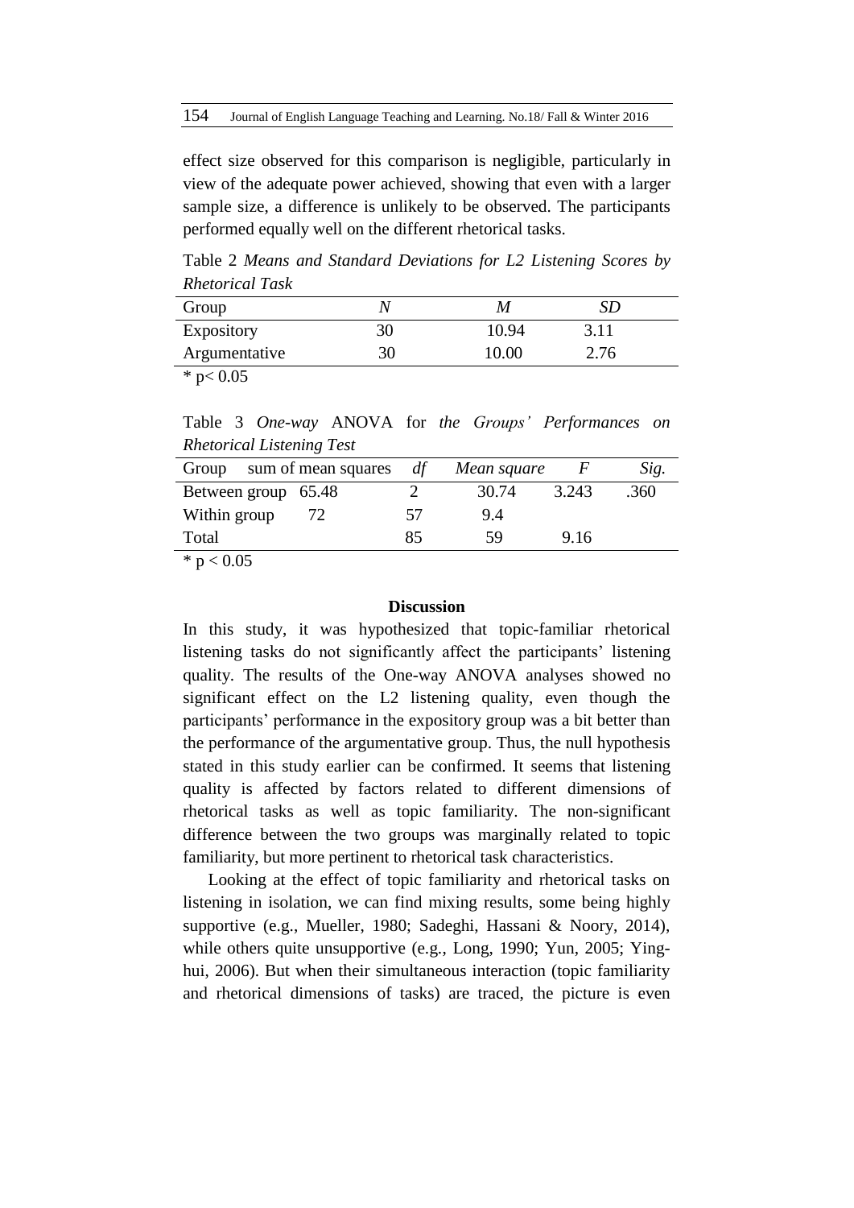effect size observed for this comparison is negligible, particularly in view of the adequate power achieved, showing that even with a larger sample size, a difference is unlikely to be observed. The participants performed equally well on the different rhetorical tasks.

Table 2 *Means and Standard Deviations for L2 Listening Scores by Rhetorical Task*

| Group | *N* | *M* | *SD* |
|---|---|---|---|
| Expository | 30 | 10.94 | 3.11 |
| Argumentative | 30 | 10.00 | 2.76 |

* $p< 0.05$

Table 3 *One-way* ANOVA for *the Groups' Performances on Rhetorical Listening Test*

| Group | sum of mean squares | *df* | *Mean square* | *F* | *Sig.* |
|---|---|---|---|---|---|
| Between group | 65.48 | 2 | 30.74 | 3.243 | .360 |
| Within group | 72 | 57 | 9.4 | | |
| Total | | 85 | 59 | 9.16 | |

* $p < 0.05$

**Discussion**

In this study, it was hypothesized that topic-familiar rhetorical listening tasks do not significantly affect the participants' listening quality. The results of the One-way ANOVA analyses showed no significant effect on the L2 listening quality, even though the participants' performance in the expository group was a bit better than the performance of the argumentative group. Thus, the null hypothesis stated in this study earlier can be confirmed. It seems that listening quality is affected by factors related to different dimensions of rhetorical tasks as well as topic familiarity. The non-significant difference between the two groups was marginally related to topic familiarity, but more pertinent to rhetorical task characteristics.

Looking at the effect of topic familiarity and rhetorical tasks on listening in isolation, we can find mixing results, some being highly supportive (e.g., Mueller, 1980; Sadeghi, Hassani & Noory, 2014), while others quite unsupportive (e.g., Long, 1990; Yun, 2005; Ying-hui, 2006). But when their simultaneous interaction (topic familiarity and rhetorical dimensions of tasks) are traced, the picture is even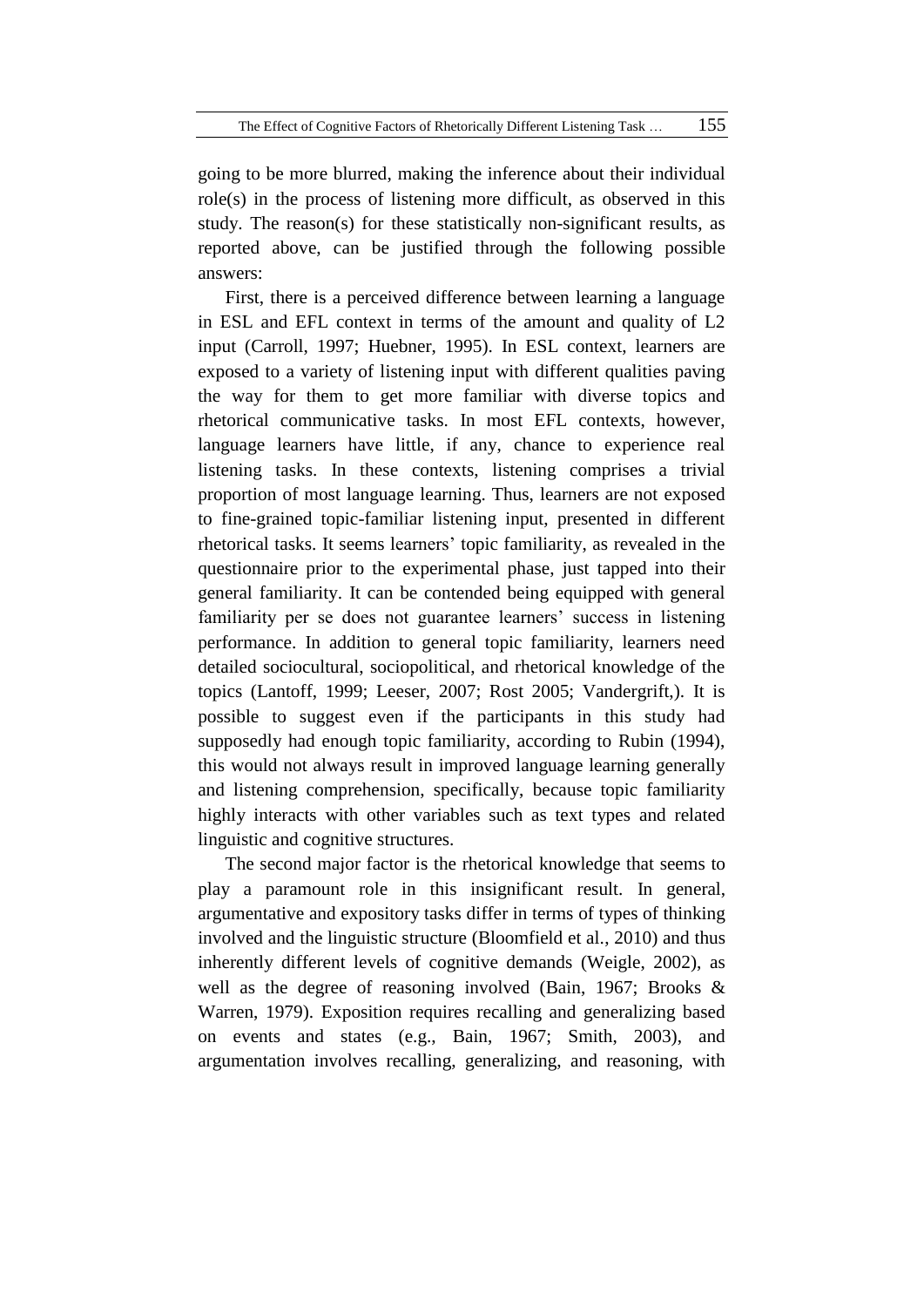going to be more blurred, making the inference about their individual role(s) in the process of listening more difficult, as observed in this study. The reason(s) for these statistically non-significant results, as reported above, can be justified through the following possible answers:

First, there is a perceived difference between learning a language in ESL and EFL context in terms of the amount and quality of L2 input (Carroll, 1997; Huebner, 1995). In ESL context, learners are exposed to a variety of listening input with different qualities paving the way for them to get more familiar with diverse topics and rhetorical communicative tasks. In most EFL contexts, however, language learners have little, if any, chance to experience real listening tasks. In these contexts, listening comprises a trivial proportion of most language learning. Thus, learners are not exposed to fine-grained topic-familiar listening input, presented in different rhetorical tasks. It seems learners' topic familiarity, as revealed in the questionnaire prior to the experimental phase, just tapped into their general familiarity. It can be contended being equipped with general familiarity per se does not guarantee learners' success in listening performance. In addition to general topic familiarity, learners need detailed sociocultural, sociopolitical, and rhetorical knowledge of the topics (Lantoff, 1999; Leeser, 2007; Rost 2005; Vandergrift,). It is possible to suggest even if the participants in this study had supposedly had enough topic familiarity, according to Rubin (1994), this would not always result in improved language learning generally and listening comprehension, specifically, because topic familiarity highly interacts with other variables such as text types and related linguistic and cognitive structures.

The second major factor is the rhetorical knowledge that seems to play a paramount role in this insignificant result. In general, argumentative and expository tasks differ in terms of types of thinking involved and the linguistic structure (Bloomfield et al., 2010) and thus inherently different levels of cognitive demands (Weigle, 2002), as well as the degree of reasoning involved (Bain, 1967; Brooks & Warren, 1979). Exposition requires recalling and generalizing based on events and states (e.g., Bain, 1967; Smith, 2003), and argumentation involves recalling, generalizing, and reasoning, with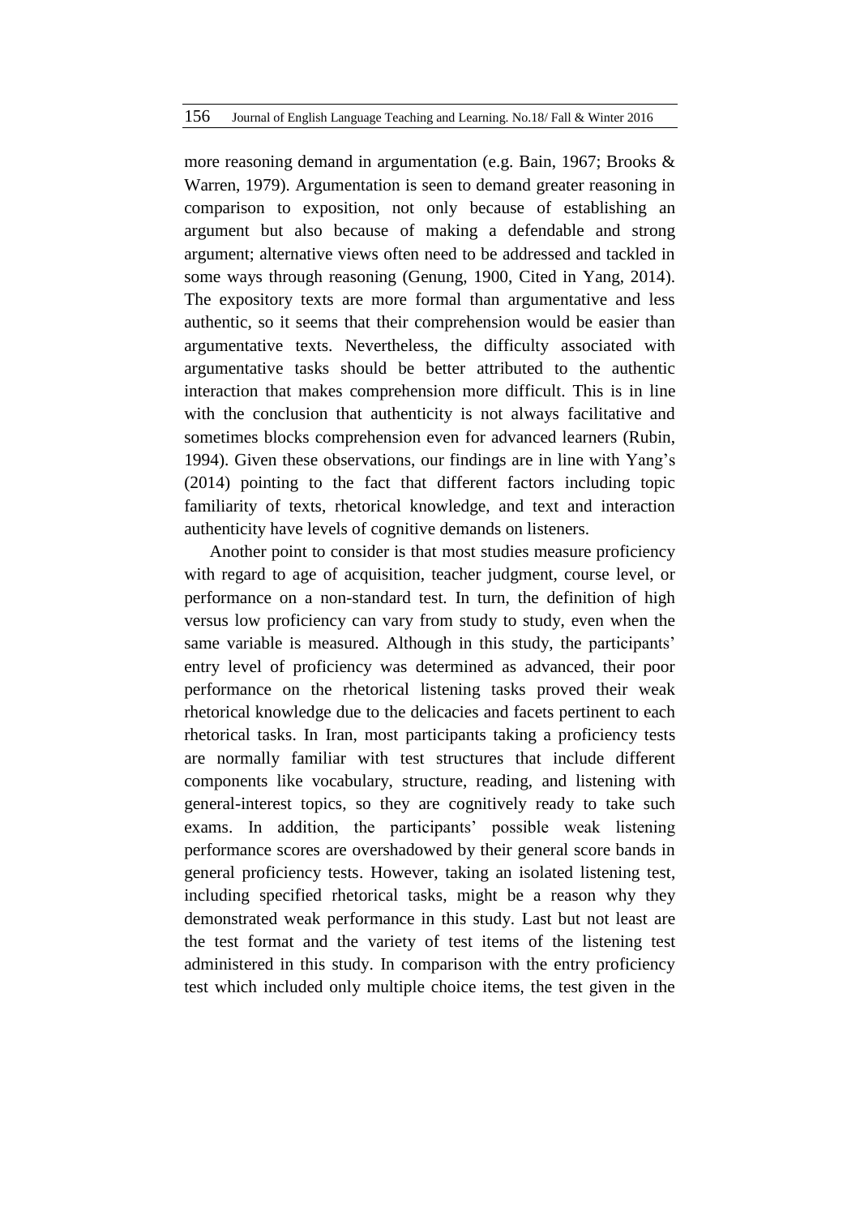more reasoning demand in argumentation (e.g. Bain, 1967; Brooks & Warren, 1979). Argumentation is seen to demand greater reasoning in comparison to exposition, not only because of establishing an argument but also because of making a defendable and strong argument; alternative views often need to be addressed and tackled in some ways through reasoning (Genung, 1900, Cited in Yang, 2014). The expository texts are more formal than argumentative and less authentic, so it seems that their comprehension would be easier than argumentative texts. Nevertheless, the difficulty associated with argumentative tasks should be better attributed to the authentic interaction that makes comprehension more difficult. This is in line with the conclusion that authenticity is not always facilitative and sometimes blocks comprehension even for advanced learners (Rubin, 1994). Given these observations, our findings are in line with Yang's (2014) pointing to the fact that different factors including topic familiarity of texts, rhetorical knowledge, and text and interaction authenticity have levels of cognitive demands on listeners.

Another point to consider is that most studies measure proficiency with regard to age of acquisition, teacher judgment, course level, or performance on a non-standard test. In turn, the definition of high versus low proficiency can vary from study to study, even when the same variable is measured. Although in this study, the participants' entry level of proficiency was determined as advanced, their poor performance on the rhetorical listening tasks proved their weak rhetorical knowledge due to the delicacies and facets pertinent to each rhetorical tasks. In Iran, most participants taking a proficiency tests are normally familiar with test structures that include different components like vocabulary, structure, reading, and listening with general-interest topics, so they are cognitively ready to take such exams. In addition, the participants' possible weak listening performance scores are overshadowed by their general score bands in general proficiency tests. However, taking an isolated listening test, including specified rhetorical tasks, might be a reason why they demonstrated weak performance in this study. Last but not least are the test format and the variety of test items of the listening test administered in this study. In comparison with the entry proficiency test which included only multiple choice items, the test given in the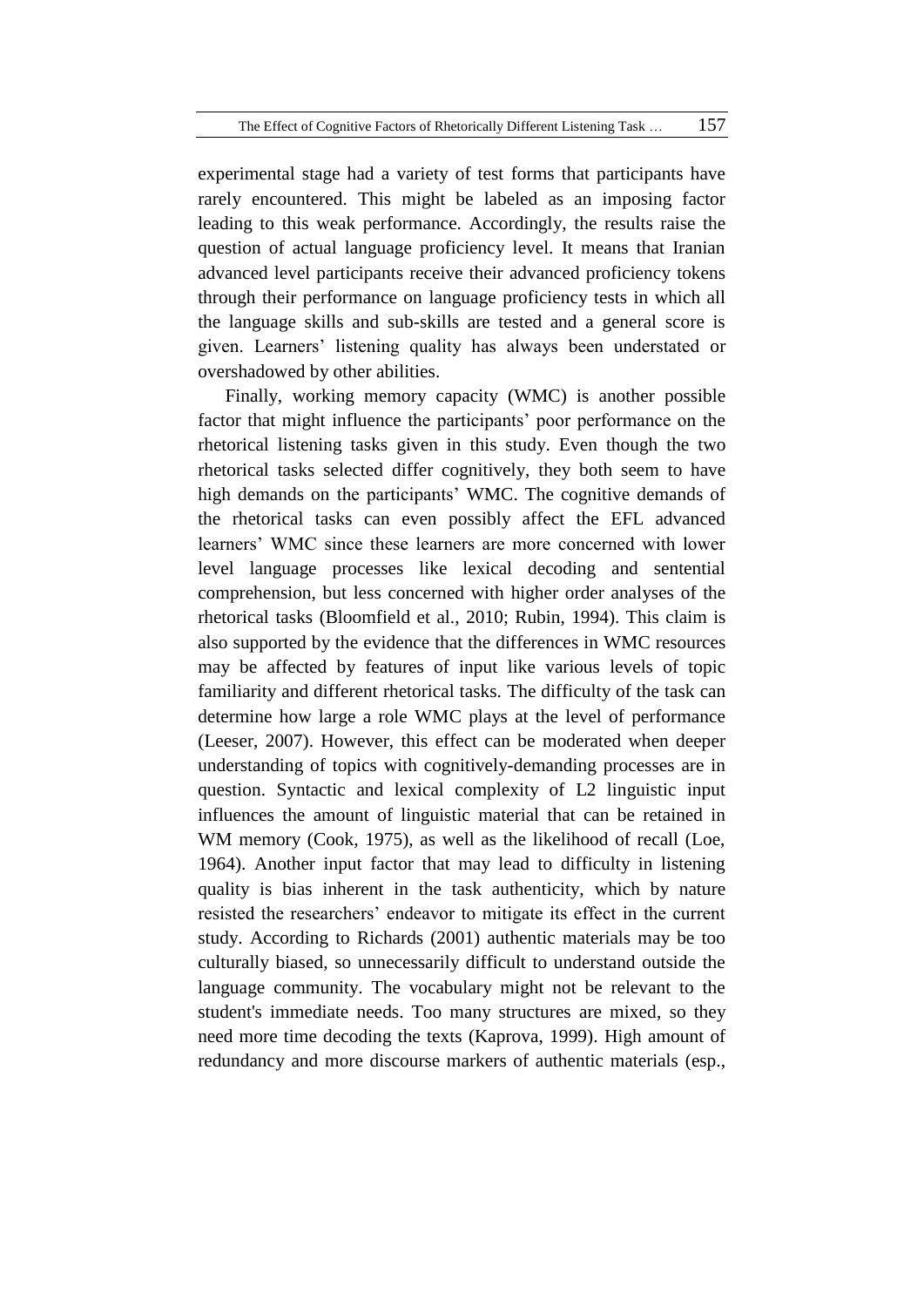experimental stage had a variety of test forms that participants have rarely encountered. This might be labeled as an imposing factor leading to this weak performance. Accordingly, the results raise the question of actual language proficiency level. It means that Iranian advanced level participants receive their advanced proficiency tokens through their performance on language proficiency tests in which all the language skills and sub-skills are tested and a general score is given. Learners' listening quality has always been understated or overshadowed by other abilities.

Finally, working memory capacity (WMC) is another possible factor that might influence the participants' poor performance on the rhetorical listening tasks given in this study. Even though the two rhetorical tasks selected differ cognitively, they both seem to have high demands on the participants' WMC. The cognitive demands of the rhetorical tasks can even possibly affect the EFL advanced learners' WMC since these learners are more concerned with lower level language processes like lexical decoding and sentential comprehension, but less concerned with higher order analyses of the rhetorical tasks (Bloomfield et al., 2010; Rubin, 1994). This claim is also supported by the evidence that the differences in WMC resources may be affected by features of input like various levels of topic familiarity and different rhetorical tasks. The difficulty of the task can determine how large a role WMC plays at the level of performance (Leeser, 2007). However, this effect can be moderated when deeper understanding of topics with cognitively-demanding processes are in question. Syntactic and lexical complexity of L2 linguistic input influences the amount of linguistic material that can be retained in WM memory (Cook, 1975), as well as the likelihood of recall (Loe, 1964). Another input factor that may lead to difficulty in listening quality is bias inherent in the task authenticity, which by nature resisted the researchers' endeavor to mitigate its effect in the current study. According to Richards (2001) authentic materials may be too culturally biased, so unnecessarily difficult to understand outside the language community. The vocabulary might not be relevant to the student's immediate needs. Too many structures are mixed, so they need more time decoding the texts (Kaprova, 1999). High amount of redundancy and more discourse markers of authentic materials (esp.,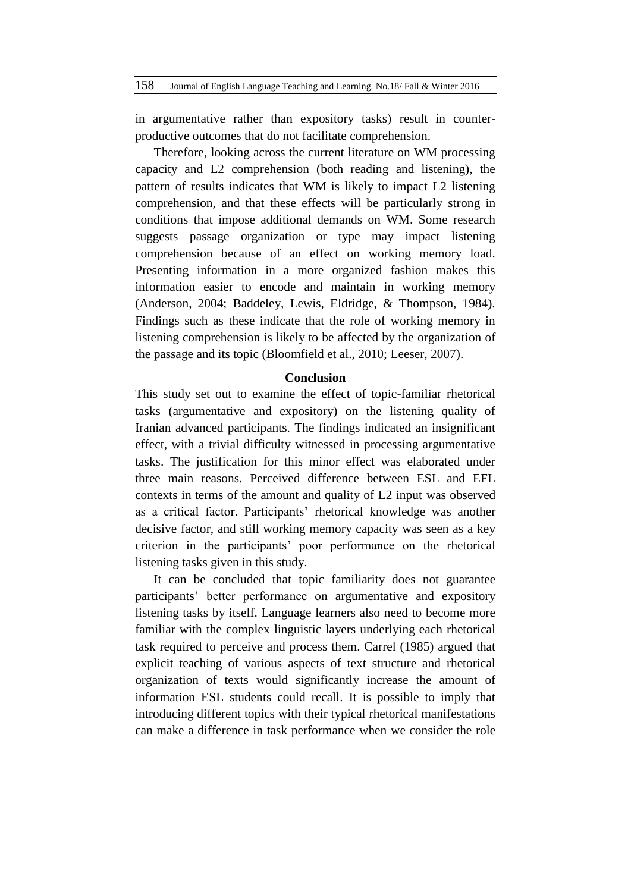in argumentative rather than expository tasks) result in counter-productive outcomes that do not facilitate comprehension.

Therefore, looking across the current literature on WM processing capacity and L2 comprehension (both reading and listening), the pattern of results indicates that WM is likely to impact L2 listening comprehension, and that these effects will be particularly strong in conditions that impose additional demands on WM. Some research suggests passage organization or type may impact listening comprehension because of an effect on working memory load. Presenting information in a more organized fashion makes this information easier to encode and maintain in working memory (Anderson, 2004; Baddeley, Lewis, Eldridge, & Thompson, 1984). Findings such as these indicate that the role of working memory in listening comprehension is likely to be affected by the organization of the passage and its topic (Bloomfield et al., 2010; Leeser, 2007).

## Conclusion

This study set out to examine the effect of topic-familiar rhetorical tasks (argumentative and expository) on the listening quality of Iranian advanced participants. The findings indicated an insignificant effect, with a trivial difficulty witnessed in processing argumentative tasks. The justification for this minor effect was elaborated under three main reasons. Perceived difference between ESL and EFL contexts in terms of the amount and quality of L2 input was observed as a critical factor. Participants' rhetorical knowledge was another decisive factor, and still working memory capacity was seen as a key criterion in the participants' poor performance on the rhetorical listening tasks given in this study.

It can be concluded that topic familiarity does not guarantee participants' better performance on argumentative and expository listening tasks by itself. Language learners also need to become more familiar with the complex linguistic layers underlying each rhetorical task required to perceive and process them. Carrel (1985) argued that explicit teaching of various aspects of text structure and rhetorical organization of texts would significantly increase the amount of information ESL students could recall. It is possible to imply that introducing different topics with their typical rhetorical manifestations can make a difference in task performance when we consider the role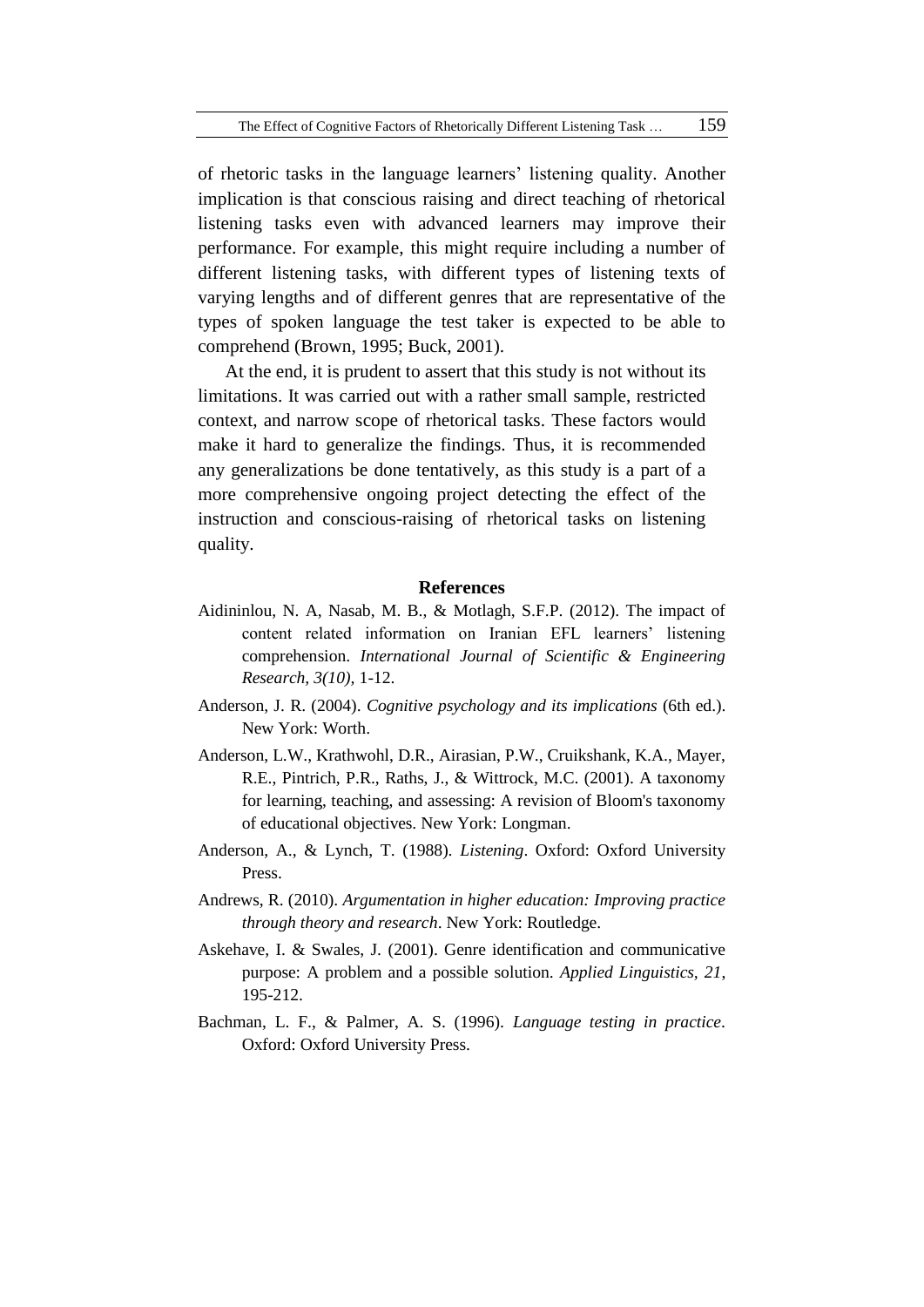of rhetoric tasks in the language learners' listening quality. Another implication is that conscious raising and direct teaching of rhetorical listening tasks even with advanced learners may improve their performance. For example, this might require including a number of different listening tasks, with different types of listening texts of varying lengths and of different genres that are representative of the types of spoken language the test taker is expected to be able to comprehend (Brown, 1995; Buck, 2001).

At the end, it is prudent to assert that this study is not without its limitations. It was carried out with a rather small sample, restricted context, and narrow scope of rhetorical tasks. These factors would make it hard to generalize the findings. Thus, it is recommended any generalizations be done tentatively, as this study is a part of a more comprehensive ongoing project detecting the effect of the instruction and conscious-raising of rhetorical tasks on listening quality.

## References

Aidininlou, N. A, Nasab, M. B., & Motlagh, S.F.P. (2012). The impact of content related information on Iranian EFL learners' listening comprehension. *International Journal of Scientific & Engineering Research, 3(10),* 1-12.

Anderson, J. R. (2004). *Cognitive psychology and its implications* (6th ed.). New York: Worth.

Anderson, L.W., Krathwohl, D.R., Airasian, P.W., Cruikshank, K.A., Mayer, R.E., Pintrich, P.R., Raths, J., & Wittrock, M.C. (2001). A taxonomy for learning, teaching, and assessing: A revision of Bloom's taxonomy of educational objectives. New York: Longman.

Anderson, A., & Lynch, T. (1988). *Listening*. Oxford: Oxford University Press.

Andrews, R. (2010). *Argumentation in higher education: Improving practice through theory and research*. New York: Routledge.

Askehave, I. & Swales, J. (2001). Genre identification and communicative purpose: A problem and a possible solution. *Applied Linguistics, 21*, 195-212.

Bachman, L. F., & Palmer, A. S. (1996). *Language testing in practice*. Oxford: Oxford University Press.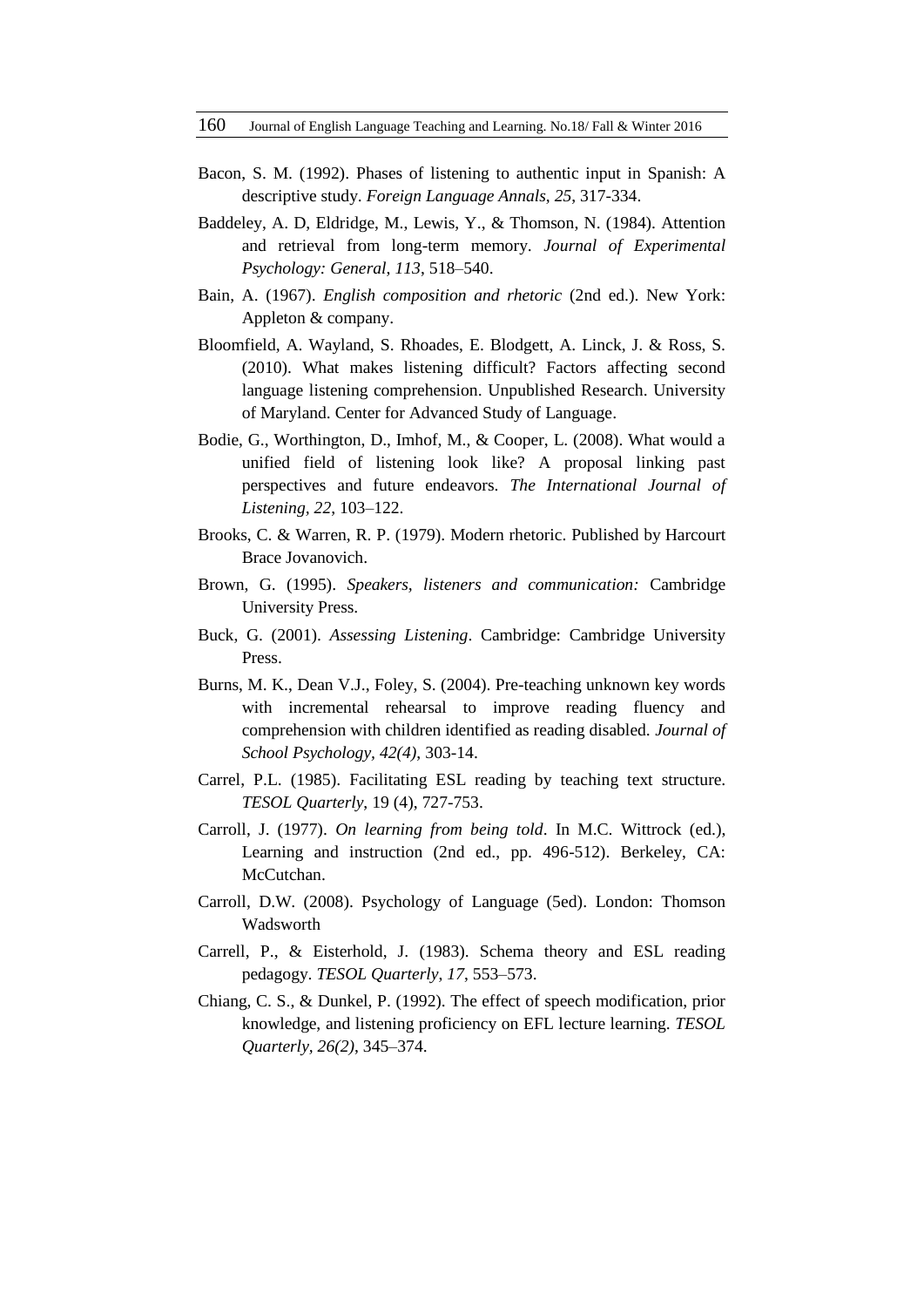Bacon, S. M. (1992). Phases of listening to authentic input in Spanish: A descriptive study. *Foreign Language Annals*, *25*, 317-334.

Baddeley, A. D, Eldridge, M., Lewis, Y., & Thomson, N. (1984). Attention and retrieval from long-term memory. *Journal of Experimental Psychology: General*, *113*, 518–540.

Bain, A. (1967). *English composition and rhetoric* (2nd ed.). New York: Appleton & company.

Bloomfield, A. Wayland, S. Rhoades, E. Blodgett, A. Linck, J. & Ross, S. (2010). What makes listening difficult? Factors affecting second language listening comprehension. Unpublished Research. University of Maryland. Center for Advanced Study of Language.

Bodie, G., Worthington, D., Imhof, M., & Cooper, L. (2008). What would a unified field of listening look like? A proposal linking past perspectives and future endeavors. *The International Journal of Listening, 22*, 103–122.

Brooks, C. & Warren, R. P. (1979). Modern rhetoric. Published by Harcourt Brace Jovanovich.

Brown, G. (1995). *Speakers, listeners and communication:* Cambridge University Press.

Buck, G. (2001). *Assessing Listening*. Cambridge: Cambridge University Press.

Burns, M. K., Dean V.J., Foley, S. (2004). Pre-teaching unknown key words with incremental rehearsal to improve reading fluency and comprehension with children identified as reading disabled. *Journal of School Psychology, 42(4)*, 303-14.

Carrel, P.L. (1985). Facilitating ESL reading by teaching text structure. *TESOL Quarterly*, 19 (4), 727-753.

Carroll, J. (1977). *On learning from being told*. In M.C. Wittrock (ed.), Learning and instruction (2nd ed., pp. 496-512). Berkeley, CA: McCutchan.

Carroll, D.W. (2008). Psychology of Language (5ed). London: Thomson Wadsworth

Carrell, P., & Eisterhold, J. (1983). Schema theory and ESL reading pedagogy. *TESOL Quarterly*, *17*, 553–573.

Chiang, C. S., & Dunkel, P. (1992). The effect of speech modification, prior knowledge, and listening proficiency on EFL lecture learning. *TESOL Quarterly, 26(2)*, 345–374.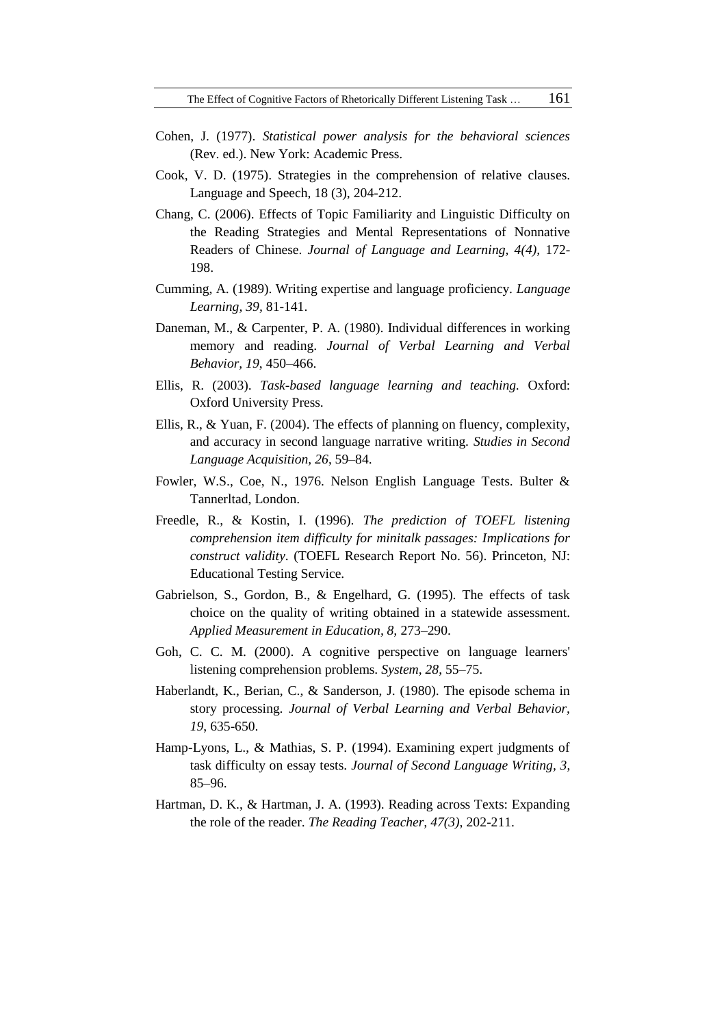Cohen, J. (1977). *Statistical power analysis for the behavioral sciences* (Rev. ed.). New York: Academic Press.

Cook, V. D. (1975). Strategies in the comprehension of relative clauses. Language and Speech, 18 (3), 204-212.

Chang, C. (2006). Effects of Topic Familiarity and Linguistic Difficulty on the Reading Strategies and Mental Representations of Nonnative Readers of Chinese. *Journal of Language and Learning, 4(4),* 172-198.

Cumming, A. (1989). Writing expertise and language proficiency. *Language Learning, 39*, 81-141.

Daneman, M., & Carpenter, P. A. (1980). Individual differences in working memory and reading. *Journal of Verbal Learning and Verbal Behavior, 19*, 450–466.

Ellis, R. (2003). *Task-based language learning and teaching*. Oxford: Oxford University Press.

Ellis, R., & Yuan, F. (2004). The effects of planning on fluency, complexity, and accuracy in second language narrative writing. *Studies in Second Language Acquisition, 26*, 59–84.

Fowler, W.S., Coe, N., 1976. Nelson English Language Tests. Bulter & Tannerltad, London.

Freedle, R., & Kostin, I. (1996). *The prediction of TOEFL listening comprehension item difficulty for minitalk passages: Implications for construct validity*. (TOEFL Research Report No. 56). Princeton, NJ: Educational Testing Service.

Gabrielson, S., Gordon, B., & Engelhard, G. (1995). The effects of task choice on the quality of writing obtained in a statewide assessment. *Applied Measurement in Education, 8,* 273–290.

Goh, C. C. M. (2000). A cognitive perspective on language learners' listening comprehension problems. *System, 28,* 55–75.

Haberlandt, K., Berian, C., & Sanderson, J. (1980). The episode schema in story processing. *Journal of Verbal Learning and Verbal Behavior, 19*, 635-650.

Hamp-Lyons, L., & Mathias, S. P. (1994). Examining expert judgments of task difficulty on essay tests. *Journal of Second Language Writing, 3*, 85–96.

Hartman, D. K., & Hartman, J. A. (1993). Reading across Texts: Expanding the role of the reader. *The Reading Teacher, 47(3)*, 202-211.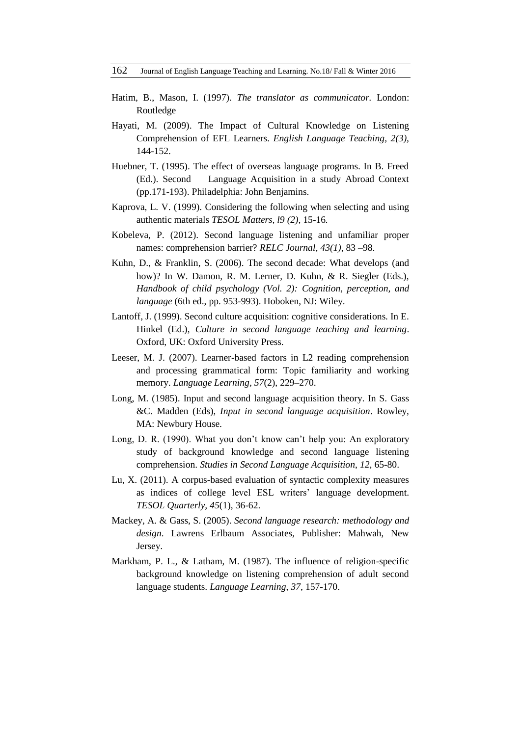Hatim, B., Mason, I. (1997). *The translator as communicator.* London: Routledge

Hayati, M. (2009). The Impact of Cultural Knowledge on Listening Comprehension of EFL Learners. *English Language Teaching, 2(3),* 144-152.

Huebner, T. (1995). The effect of overseas language programs. In B. Freed (Ed.). Second Language Acquisition in a study Abroad Context (pp.171-193). Philadelphia: John Benjamins.

Kaprova, L. V. (1999). Considering the following when selecting and using authentic materials *TESOL Matters, l9 (2),* 15-16.

Kobeleva, P. (2012). Second language listening and unfamiliar proper names: comprehension barrier? *RELC Journal, 43(1)*, 83 –98.

Kuhn, D., & Franklin, S. (2006). The second decade: What develops (and how)? In W. Damon, R. M. Lerner, D. Kuhn, & R. Siegler (Eds.), *Handbook of child psychology (Vol. 2): Cognition, perception, and language* (6th ed., pp. 953-993). Hoboken, NJ: Wiley.

Lantoff, J. (1999). Second culture acquisition: cognitive considerations. In E. Hinkel (Ed.), *Culture in second language teaching and learning*. Oxford, UK: Oxford University Press.

Leeser, M. J. (2007). Learner-based factors in L2 reading comprehension and processing grammatical form: Topic familiarity and working memory. *Language Learning, 57*(2), 229–270.

Long, M. (1985). Input and second language acquisition theory. In S. Gass &C. Madden (Eds), *Input in second language acquisition*. Rowley, MA: Newbury House.

Long, D. R. (1990). What you don't know can't help you: An exploratory study of background knowledge and second language listening comprehension. *Studies in Second Language Acquisition*, *12*, 65-80.

Lu, X. (2011). A corpus-based evaluation of syntactic complexity measures as indices of college level ESL writers' language development. *TESOL Quarterly, 45*(1), 36-62.

Mackey, A. & Gass, S. (2005). *Second language research: methodology and design*. Lawrens Erlbaum Associates, Publisher: Mahwah, New Jersey.

Markham, P. L., & Latham, M. (1987). The influence of religion-specific background knowledge on listening comprehension of adult second language students. *Language Learning, 37*, 157-170.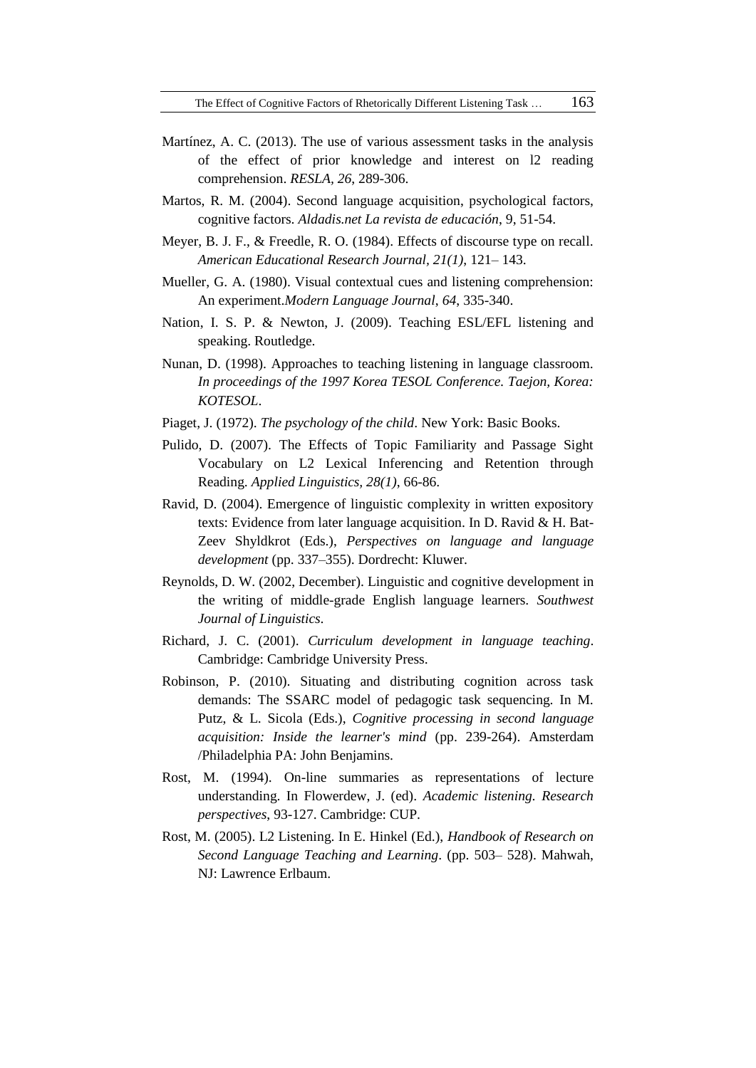Martínez, A. C. (2013). The use of various assessment tasks in the analysis of the effect of prior knowledge and interest on l2 reading comprehension. *RESLA, 26*, 289-306.

Martos, R. M. (2004). Second language acquisition, psychological factors, cognitive factors. *Aldadis.net La revista de educación*, 9, 51-54.

Meyer, B. J. F., & Freedle, R. O. (1984). Effects of discourse type on recall. *American Educational Research Journal, 21(1)*, 121– 143.

Mueller, G. A. (1980). Visual contextual cues and listening comprehension: An experiment.*Modern Language Journal*, *64*, 335-340.

Nation, I. S. P. & Newton, J. (2009). Teaching ESL/EFL listening and speaking. Routledge.

Nunan, D. (1998). Approaches to teaching listening in language classroom. *In proceedings of the 1997 Korea TESOL Conference. Taejon, Korea: KOTESOL*.

Piaget, J. (1972). *The psychology of the child*. New York: Basic Books.

Pulido, D. (2007). The Effects of Topic Familiarity and Passage Sight Vocabulary on L2 Lexical Inferencing and Retention through Reading. *Applied Linguistics, 28(1)*, 66-86.

Ravid, D. (2004). Emergence of linguistic complexity in written expository texts: Evidence from later language acquisition. In D. Ravid & H. Bat-Zeev Shyldkrot (Eds.), *Perspectives on language and language development* (pp. 337–355). Dordrecht: Kluwer.

Reynolds, D. W. (2002, December). Linguistic and cognitive development in the writing of middle-grade English language learners. *Southwest Journal of Linguistics*.

Richard, J. C. (2001). *Curriculum development in language teaching*. Cambridge: Cambridge University Press.

Robinson, P. (2010). Situating and distributing cognition across task demands: The SSARC model of pedagogic task sequencing. In M. Putz, & L. Sicola (Eds.), *Cognitive processing in second language acquisition: Inside the learner's mind* (pp. 239-264). Amsterdam /Philadelphia PA: John Benjamins.

Rost, M. (1994). On-line summaries as representations of lecture understanding. In Flowerdew, J. (ed). *Academic listening. Research perspectives*, 93-127. Cambridge: CUP.

Rost, M. (2005). L2 Listening. In E. Hinkel (Ed.), *Handbook of Research on Second Language Teaching and Learning*. (pp. 503– 528). Mahwah, NJ: Lawrence Erlbaum.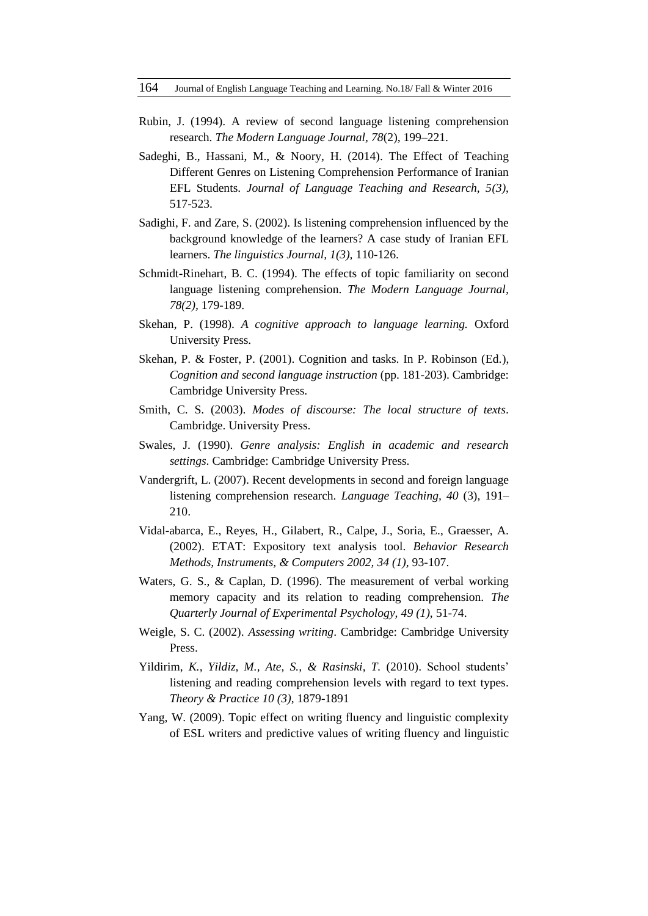Rubin, J. (1994). A review of second language listening comprehension research. *The Modern Language Journal, 78*(2), 199–221.

Sadeghi, B., Hassani, M., & Noory, H. (2014). The Effect of Teaching Different Genres on Listening Comprehension Performance of Iranian EFL Students. *Journal of Language Teaching and Research, 5(3)*, 517-523.

Sadighi, F. and Zare, S. (2002). Is listening comprehension influenced by the background knowledge of the learners? A case study of Iranian EFL learners. *The linguistics Journal, 1(3)*, 110-126.

Schmidt-Rinehart, B. C. (1994). The effects of topic familiarity on second language listening comprehension. *The Modern Language Journal, 78(2)*, 179-189.

Skehan, P. (1998). *A cognitive approach to language learning.* Oxford University Press.

Skehan, P. & Foster, P. (2001). Cognition and tasks. In P. Robinson (Ed.), *Cognition and second language instruction* (pp. 181-203). Cambridge: Cambridge University Press.

Smith, C. S. (2003). *Modes of discourse: The local structure of texts*. Cambridge. University Press.

Swales, J. (1990). *Genre analysis: English in academic and research settings*. Cambridge: Cambridge University Press.

Vandergrift, L. (2007). Recent developments in second and foreign language listening comprehension research. *Language Teaching, 40* (3), 191–210.

Vidal-abarca, E., Reyes, H., Gilabert, R., Calpe, J., Soria, E., Graesser, A. (2002). ETAT: Expository text analysis tool. *Behavior Research Methods, Instruments, & Computers 2002, 34 (1)*, 93-107.

Waters, G. S., & Caplan, D. (1996). The measurement of verbal working memory capacity and its relation to reading comprehension. *The Quarterly Journal of Experimental Psychology, 49 (1)*, 51-74.

Weigle, S. C. (2002). *Assessing writing*. Cambridge: Cambridge University Press.

Yildirim, *K., Yildiz, M., Ate, S., & Rasinski, T.* (2010). School students' listening and reading comprehension levels with regard to text types. *Theory & Practice 10 (3)*, 1879-1891

Yang, W. (2009). Topic effect on writing fluency and linguistic complexity of ESL writers and predictive values of writing fluency and linguistic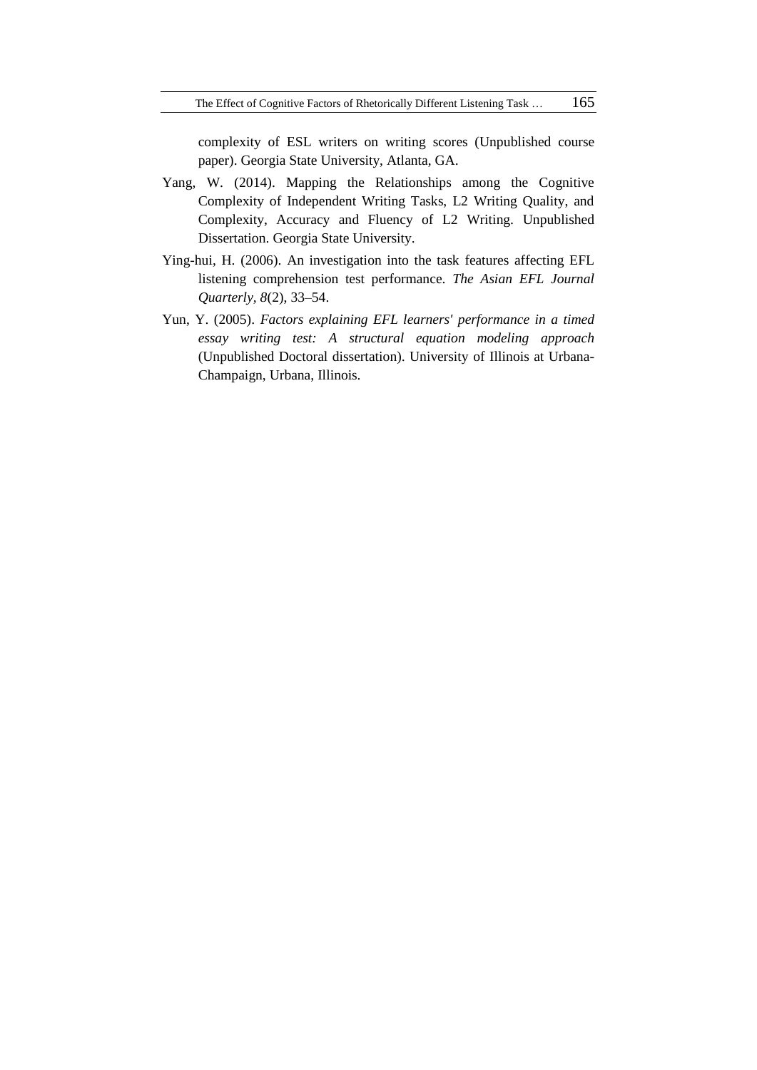complexity of ESL writers on writing scores (Unpublished course paper). Georgia State University, Atlanta, GA.

Yang, W. (2014). Mapping the Relationships among the Cognitive Complexity of Independent Writing Tasks, L2 Writing Quality, and Complexity, Accuracy and Fluency of L2 Writing. Unpublished Dissertation. Georgia State University.

Ying-hui, H. (2006). An investigation into the task features affecting EFL listening comprehension test performance. *The Asian EFL Journal Quarterly*, *8*(2), 33–54.

Yun, Y. (2005). *Factors explaining EFL learners' performance in a timed essay writing test: A structural equation modeling approach* (Unpublished Doctoral dissertation). University of Illinois at Urbana-Champaign, Urbana, Illinois.